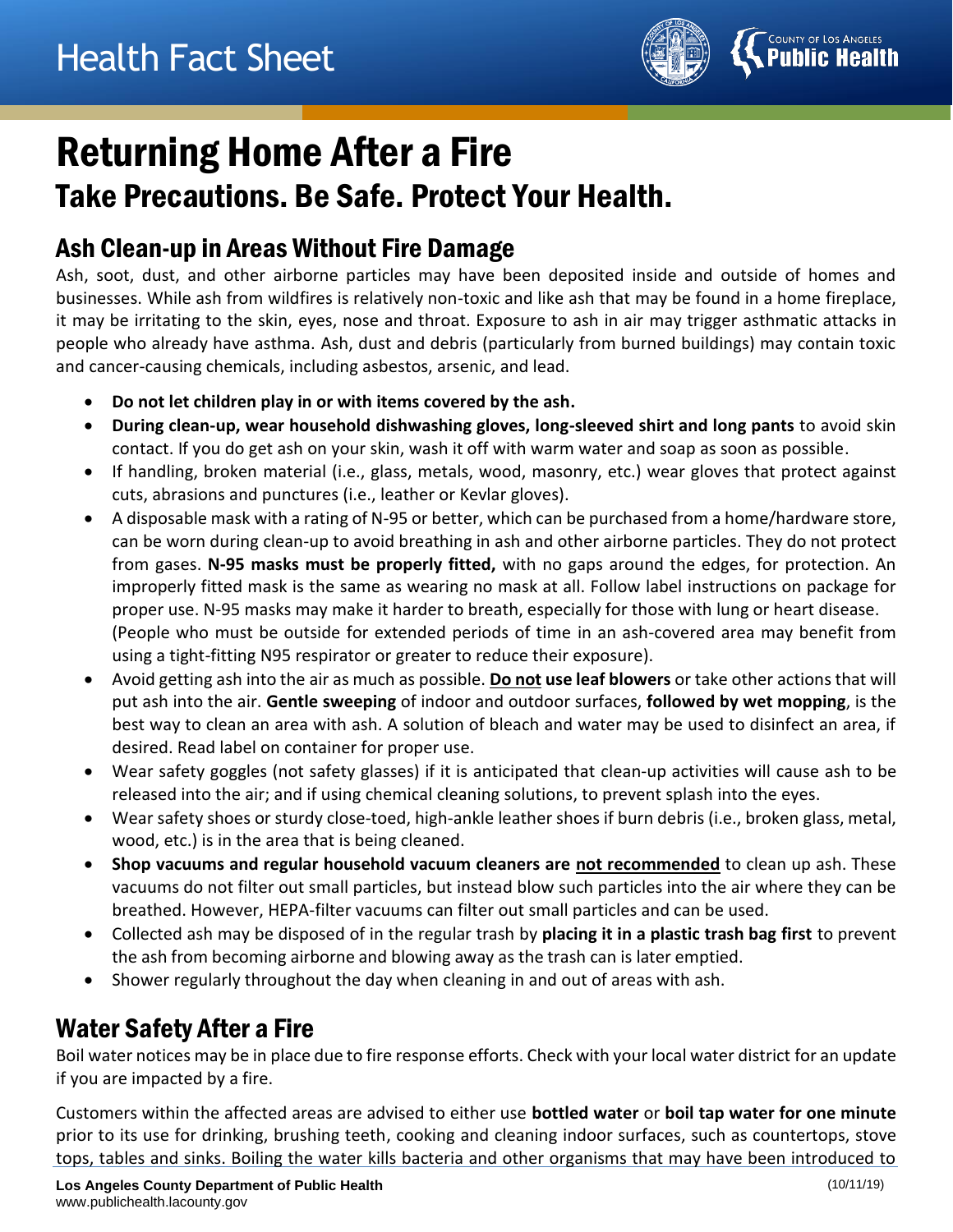# Health Fact Sheet

# Returning Home After a Fire

## Take Precautions. Be Safe. Protect Your Health.

### Ash Clean-up in Areas Without Fire Damage

Ash, soot, dust, and other airborne particles may have been deposited inside and outside of homes and businesses. While ash from wildfires is relatively non-toxic and like ash that may be found in a home fireplace, it may be irritating to the skin, eyes, nose and throat. Exposure to ash in air may trigger asthmatic attacks in people who already have asthma. Ash, dust and debris (particularly from burned buildings) may contain toxic and cancer-causing chemicals, including asbestos, arsenic, and lead.

- **Do not let children play in or with items covered by the ash.**
- **During clean-up, wear household dishwashing gloves, long-sleeved shirt and long pants** to avoid skin contact. If you do get ash on your skin, wash it off with warm water and soap as soon as possible.
- If handling, broken material (i.e., glass, metals, wood, masonry, etc.) wear gloves that protect against cuts, abrasions and punctures (i.e., leather or Kevlar gloves).
- A disposable mask with a rating of N-95 or better, which can be purchased from a home/hardware store, can be worn during clean-up to avoid breathing in ash and other airborne particles. They do not protect from gases. **N-95 masks must be properly fitted,** with no gaps around the edges, for protection. An improperly fitted mask is the same as wearing no mask at all. Follow label instructions on package for proper use. N-95 masks may make it harder to breath, especially for those with lung or heart disease. (People who must be outside for extended periods of time in an ash-covered area may benefit from using a tight-fitting N95 respirator or greater to reduce their exposure).
- Avoid getting ash into the air as much as possible. **Do not use leaf blowers** or take other actions that will put ash into the air. **Gentle sweeping** of indoor and outdoor surfaces, **followed by wet mopping**, is the best way to clean an area with ash. A solution of bleach and water may be used to disinfect an area, if desired. Read label on container for proper use.
- Wear safety goggles (not safety glasses) if it is anticipated that clean-up activities will cause ash to be released into the air; and if using chemical cleaning solutions, to prevent splash into the eyes.
- Wear safety shoes or sturdy close-toed, high-ankle leather shoes if burn debris (i.e., broken glass, metal, wood, etc.) is in the area that is being cleaned.
- **Shop vacuums and regular household vacuum cleaners are not recommended** to clean up ash. These vacuums do not filter out small particles, but instead blow such particles into the air where they can be breathed. However, HEPA-filter vacuums can filter out small particles and can be used.
- Collected ash may be disposed of in the regular trash by **placing it in a plastic trash bag first** to prevent the ash from becoming airborne and blowing away as the trash can is later emptied.
- Shower regularly throughout the day when cleaning in and out of areas with ash.

### Water Safety After a Fire

Boil water notices may be in place due to fire response efforts. Check with your local water district for an update if you are impacted by a fire.

Customers within the affected areas are advised to either use **bottled water** or **boil tap water for one minute** prior to its use for drinking, brushing teeth, cooking and cleaning indoor surfaces, such as countertops, stove tops, tables and sinks. Boiling the water kills bacteria and other organisms that may have been introduced to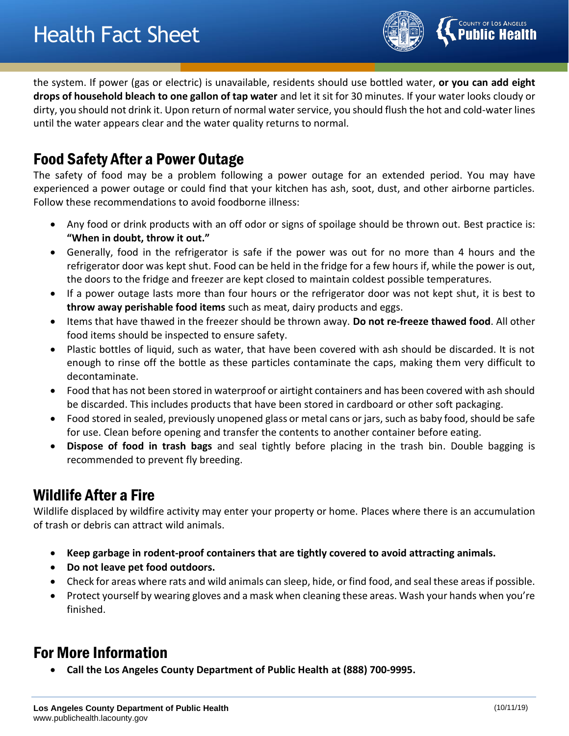the system. If power (gas or electric) is unavailable, residents should use bottled water, **or you can add eight drops of household bleach to one gallon of tap water** and let it sit for 30 minutes. If your water looks cloudy or dirty, you should not drink it. Upon return of normal water service, you should flush the hot and cold-water lines until the water appears clear and the water quality returns to normal.

## Food Safety After a Power Outage

The safety of food may be a problem following a power outage for an extended period. You may have experienced a power outage or could find that your kitchen has ash, soot, dust, and other airborne particles. Follow these recommendations to avoid foodborne illness:

- Any food or drink products with an off odor or signs of spoilage should be thrown out. Best practice is: **"When in doubt, throw it out."**
- Generally, food in the refrigerator is safe if the power was out for no more than 4 hours and the refrigerator door was kept shut. Food can be held in the fridge for a few hours if, while the power is out, the doors to the fridge and freezer are kept closed to maintain coldest possible temperatures.
- If a power outage lasts more than four hours or the refrigerator door was not kept shut, it is best to **throw away perishable food items** such as meat, dairy products and eggs.
- Items that have thawed in the freezer should be thrown away. **Do not re-freeze thawed food**. All other food items should be inspected to ensure safety.
- Plastic bottles of liquid, such as water, that have been covered with ash should be discarded. It is not enough to rinse off the bottle as these particles contaminate the caps, making them very difficult to decontaminate.
- Food that has not been stored in waterproof or airtight containers and has been covered with ash should be discarded. This includes products that have been stored in cardboard or other soft packaging.
- Food stored in sealed, previously unopened glass or metal cans or jars, such as baby food, should be safe for use. Clean before opening and transfer the contents to another container before eating.
- **Dispose of food in trash bags** and seal tightly before placing in the trash bin. Double bagging is recommended to prevent fly breeding.

## Wildlife After a Fire

Wildlife displaced by wildfire activity may enter your property or home. Places where there is an accumulation of trash or debris can attract wild animals.

- **Keep garbage in rodent-proof containers that are tightly covered to avoid attracting animals.**
- **Do not leave pet food outdoors.**
- Check for areas where rats and wild animals can sleep, hide, or find food, and seal these areas if possible.
- Protect yourself by wearing gloves and a mask when cleaning these areas. Wash your hands when you're finished.

## For More Information

- **Call the Los Angeles County Department of Public Health at (888) 700-9995.**